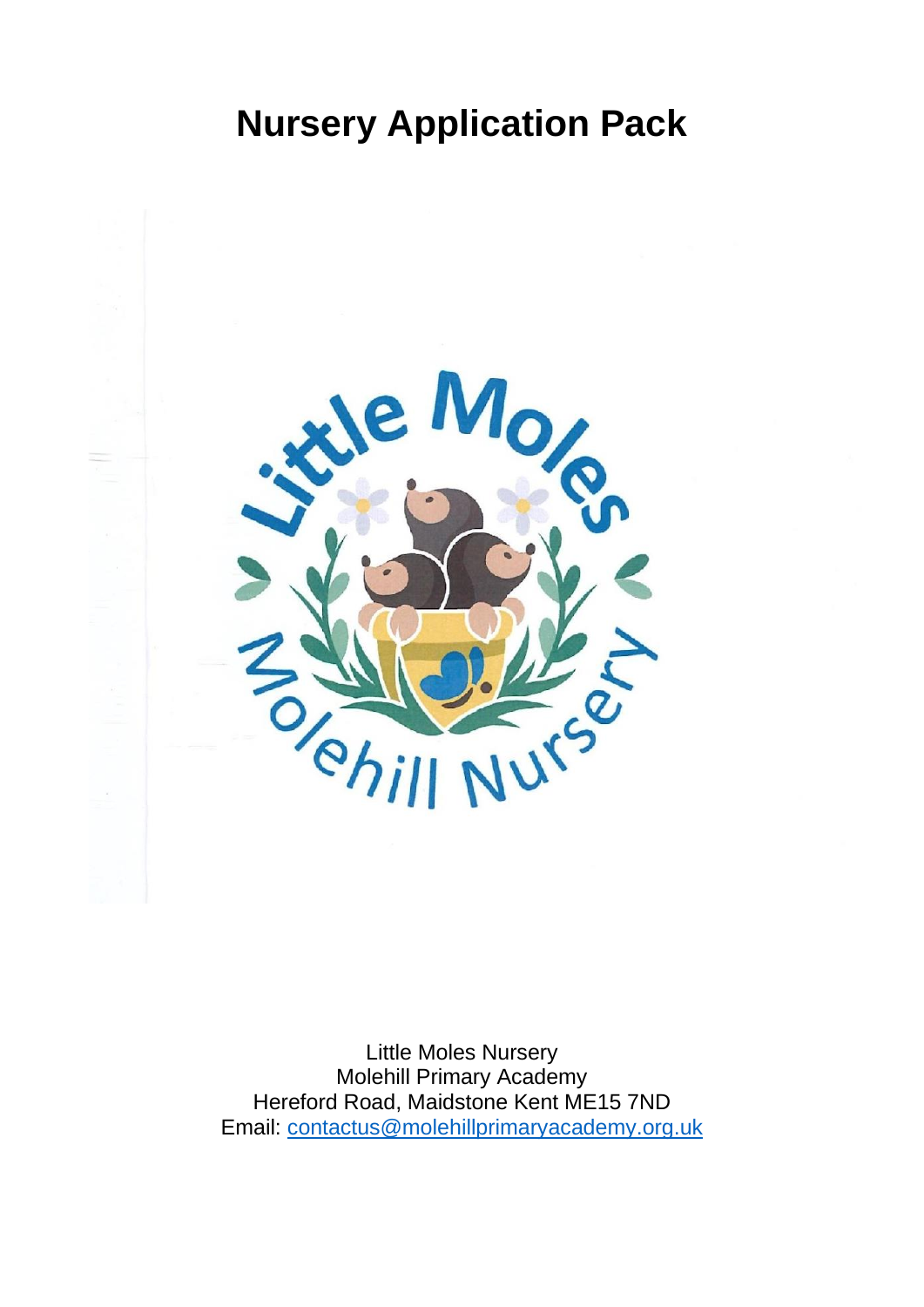# Nursery Application Pack

Little Moles Nursery
Molehill Primary Academy
Hereford Road, Maidstone Kent ME15 7ND
Email: contactus@molehillprimaryacademy.org.uk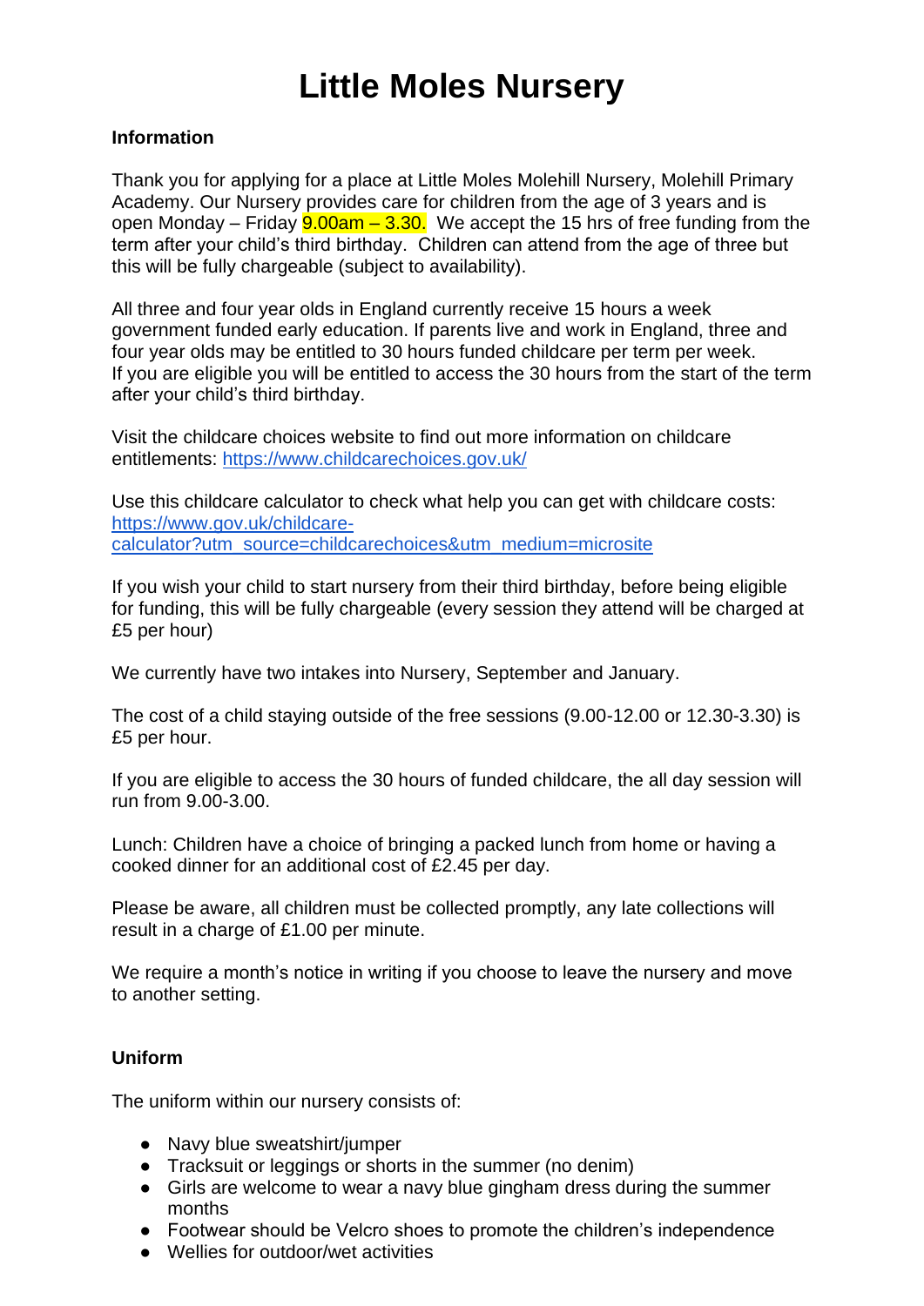# Little Moles Nursery

**Information**

Thank you for applying for a place at Little Moles Molehill Nursery, Molehill Primary Academy. Our Nursery provides care for children from the age of 3 years and is open Monday – Friday 9.00am – 3.30. We accept the 15 hrs of free funding from the term after your child's third birthday. Children can attend from the age of three but this will be fully chargeable (subject to availability).

All three and four year olds in England currently receive 15 hours a week government funded early education. If parents live and work in England, three and four year olds may be entitled to 30 hours funded childcare per term per week. If you are eligible you will be entitled to access the 30 hours from the start of the term after your child's third birthday.

Visit the childcare choices website to find out more information on childcare entitlements: https://www.childcarechoices.gov.uk/

Use this childcare calculator to check what help you can get with childcare costs: https://www.gov.uk/childcare-calculator?utm_source=childcarechoices&utm_medium=microsite

If you wish your child to start nursery from their third birthday, before being eligible for funding, this will be fully chargeable (every session they attend will be charged at £5 per hour)

We currently have two intakes into Nursery, September and January.

The cost of a child staying outside of the free sessions (9.00-12.00 or 12.30-3.30) is £5 per hour.

If you are eligible to access the 30 hours of funded childcare, the all day session will run from 9.00-3.00.

Lunch: Children have a choice of bringing a packed lunch from home or having a cooked dinner for an additional cost of £2.45 per day.

Please be aware, all children must be collected promptly, any late collections will result in a charge of £1.00 per minute.

We require a month's notice in writing if you choose to leave the nursery and move to another setting.

**Uniform**

The uniform within our nursery consists of:

- Navy blue sweatshirt/jumper
- Tracksuit or leggings or shorts in the summer (no denim)
- Girls are welcome to wear a navy blue gingham dress during the summer months
- Footwear should be Velcro shoes to promote the children's independence
- Wellies for outdoor/wet activities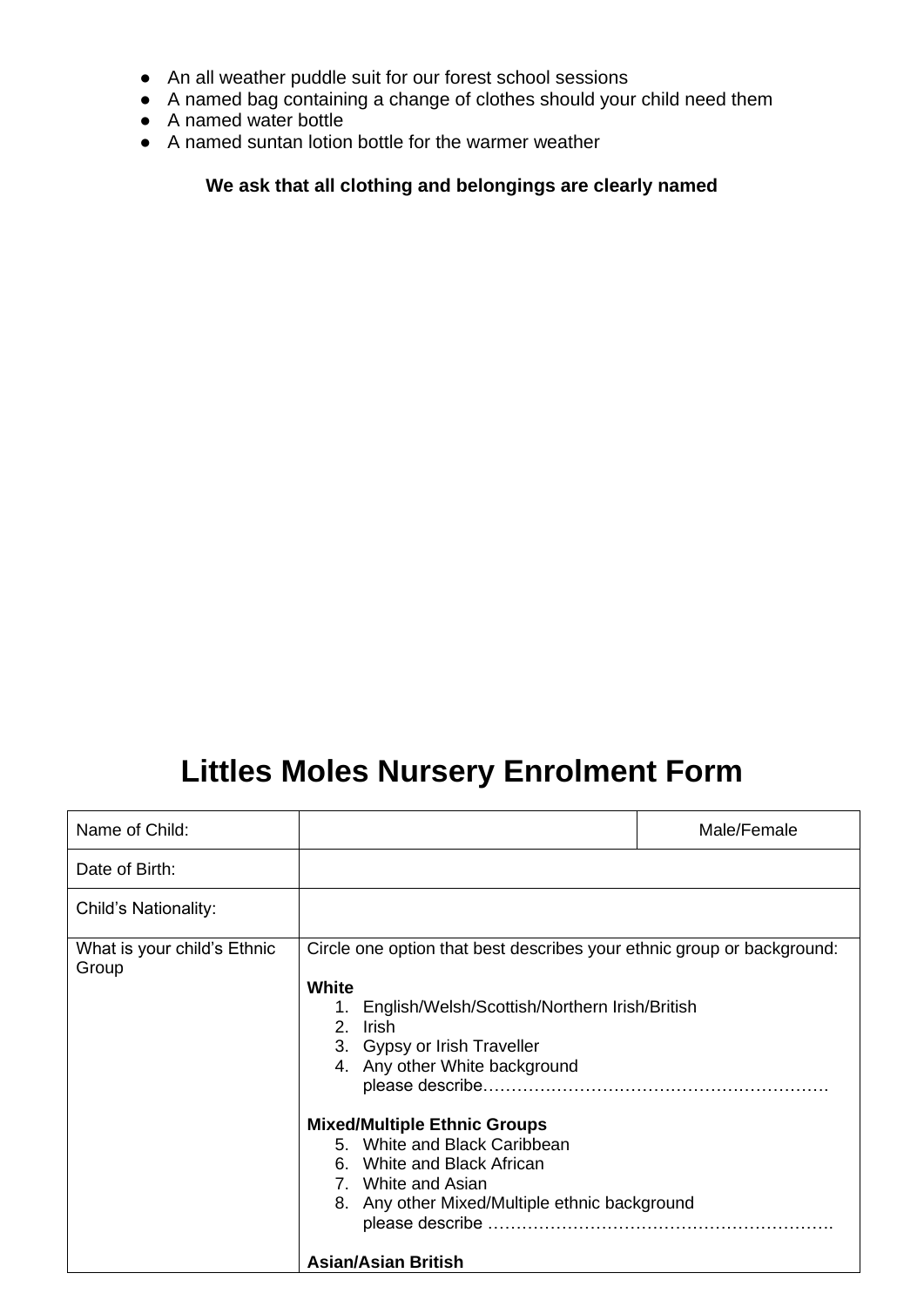- An all weather puddle suit for our forest school sessions
- A named bag containing a change of clothes should your child need them
- A named water bottle
- A named suntan lotion bottle for the warmer weather

**We ask that all clothing and belongings are clearly named**

# Littles Moles Nursery Enrolment Form

| Name of Child: | | Male/Female |
|---|---|---|
| Date of Birth: | | |
| Child's Nationality: | | |
| What is your child's Ethnic Group | Circle one option that best describes your ethnic group or background:<br><br>**White**<br>1. English/Welsh/Scottish/Northern Irish/British<br>2. Irish<br>3. Gypsy or Irish Traveller<br>4. Any other White background please describe…………………………………………………<br><br>**Mixed/Multiple Ethnic Groups**<br>5. White and Black Caribbean<br>6. White and Black African<br>7. White and Asian<br>8. Any other Mixed/Multiple ethnic background please describe …………………………………………………<br><br>**Asian/Asian British** | |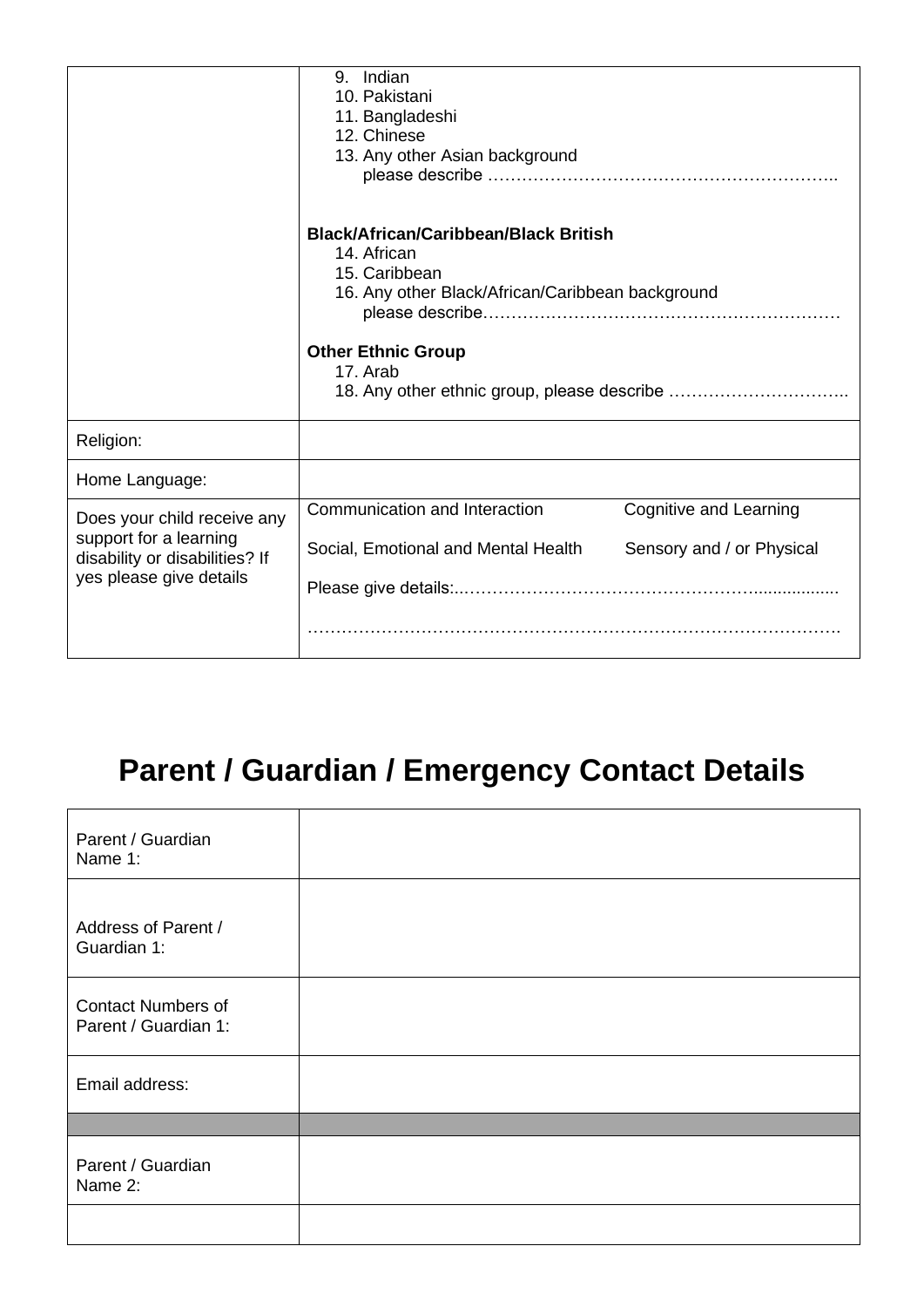| | |
|---|---|
| | 9. Indian<br>10. Pakistani<br>11. Bangladeshi<br>12. Chinese<br>13. Any other Asian background please describe ……………………………………………………..<br><br>**Black/African/Caribbean/Black British**<br>14. African<br>15. Caribbean<br>16. Any other Black/African/Caribbean background please describe………………………………………………………<br><br>**Other Ethnic Group**<br>17. Arab<br>18. Any other ethnic group, please describe ………………………….. |
| Religion: | |
| Home Language: | |
| Does your child receive any support for a learning disability or disabilities? If yes please give details | Communication and Interaction Cognitive and Learning<br><br>Social, Emotional and Mental Health Sensory and / or Physical<br><br>Please give details:..……………………………………………..................<br><br>………………………………………………………………………………. |

# Parent / Guardian / Emergency Contact Details

| | |
|---|---|
| Parent / Guardian Name 1: | |
| Address of Parent / Guardian 1: | |
| Contact Numbers of Parent / Guardian 1: | |
| Email address: | |
| | |
| Parent / Guardian Name 2: | |
| | |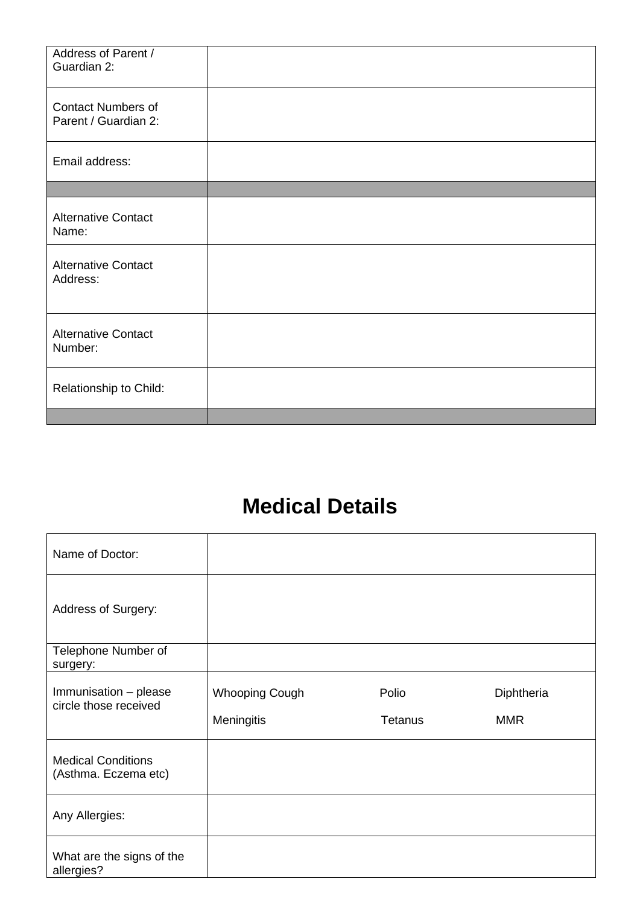| Address of Parent / Guardian 2: | |
|---|---|
| Contact Numbers of Parent / Guardian 2: | |
| Email address: | |
| | |
| Alternative Contact Name: | |
| Alternative Contact Address: | |
| Alternative Contact Number: | |
| Relationship to Child: | |
| | |

# Medical Details

| Name of Doctor: | | | |
|---|---|---|---|
| Address of Surgery: | | | |
| Telephone Number of surgery: | | | |
| Immunisation – please circle those received | Whooping Cough | Polio | Diphtheria |
| | Meningitis | Tetanus | MMR |
| Medical Conditions (Asthma. Eczema etc) | | | |
| Any Allergies: | | | |
| What are the signs of the allergies? | | | |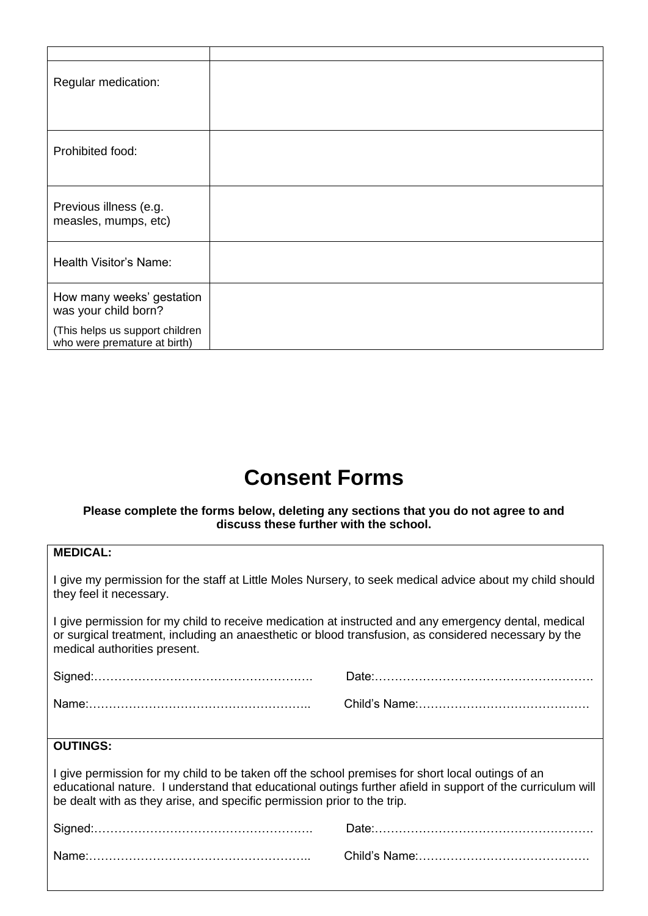| | |
|---|---|
| Regular medication: | |
| Prohibited food: | |
| Previous illness (e.g. measles, mumps, etc) | |
| Health Visitor's Name: | |
| How many weeks' gestation was your child born?<br>(This helps us support children who were premature at birth) | |

# Consent Forms

**Please complete the forms below, deleting any sections that you do not agree to and discuss these further with the school.**

**MEDICAL:**

I give my permission for the staff at Little Moles Nursery, to seek medical advice about my child should they feel it necessary.

I give permission for my child to receive medication at instructed and any emergency dental, medical or surgical treatment, including an anaesthetic or blood transfusion, as considered necessary by the medical authorities present.

Signed:………………………………………………. Date:……………………………………………….

Name:……………………………………………….. Child's Name:……………………………………

**OUTINGS:**

I give permission for my child to be taken off the school premises for short local outings of an educational nature. I understand that educational outings further afield in support of the curriculum will be dealt with as they arise, and specific permission prior to the trip.

Signed:………………………………………………. Date:……………………………………………….

Name:……………………………………………….. Child's Name:……………………………………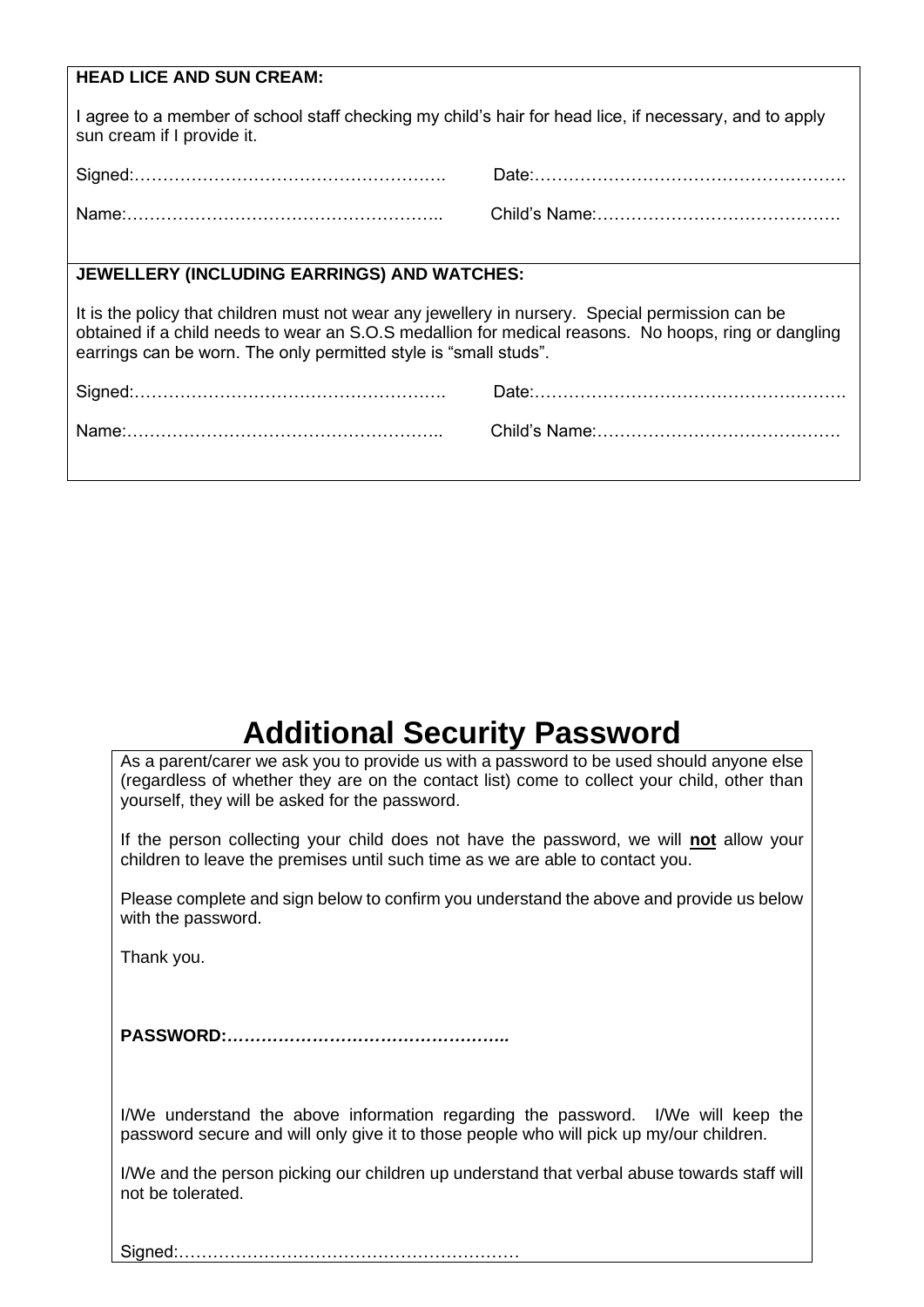**HEAD LICE AND SUN CREAM:**

I agree to a member of school staff checking my child's hair for head lice, if necessary, and to apply sun cream if I provide it.

Signed:………………………………………………. Date:……………………………………………….

Name:……………………………………………….. Child's Name:……………………………………

**JEWELLERY (INCLUDING EARRINGS) AND WATCHES:**

It is the policy that children must not wear any jewellery in nursery. Special permission can be obtained if a child needs to wear an S.O.S medallion for medical reasons. No hoops, ring or dangling earrings can be worn. The only permitted style is "small studs".

Signed:………………………………………………. Date:……………………………………………….

Name:……………………………………………….. Child's Name:……………………………………

# Additional Security Password

As a parent/carer we ask you to provide us with a password to be used should anyone else (regardless of whether they are on the contact list) come to collect your child, other than yourself, they will be asked for the password.

If the person collecting your child does not have the password, we will **not** allow your children to leave the premises until such time as we are able to contact you.

Please complete and sign below to confirm you understand the above and provide us below with the password.

Thank you.

**PASSWORD:*…………………………………………..***

I/We understand the above information regarding the password. I/We will keep the password secure and will only give it to those people who will pick up my/our children.

I/We and the person picking our children up understand that verbal abuse towards staff will not be tolerated.

Signed:……………………………………………………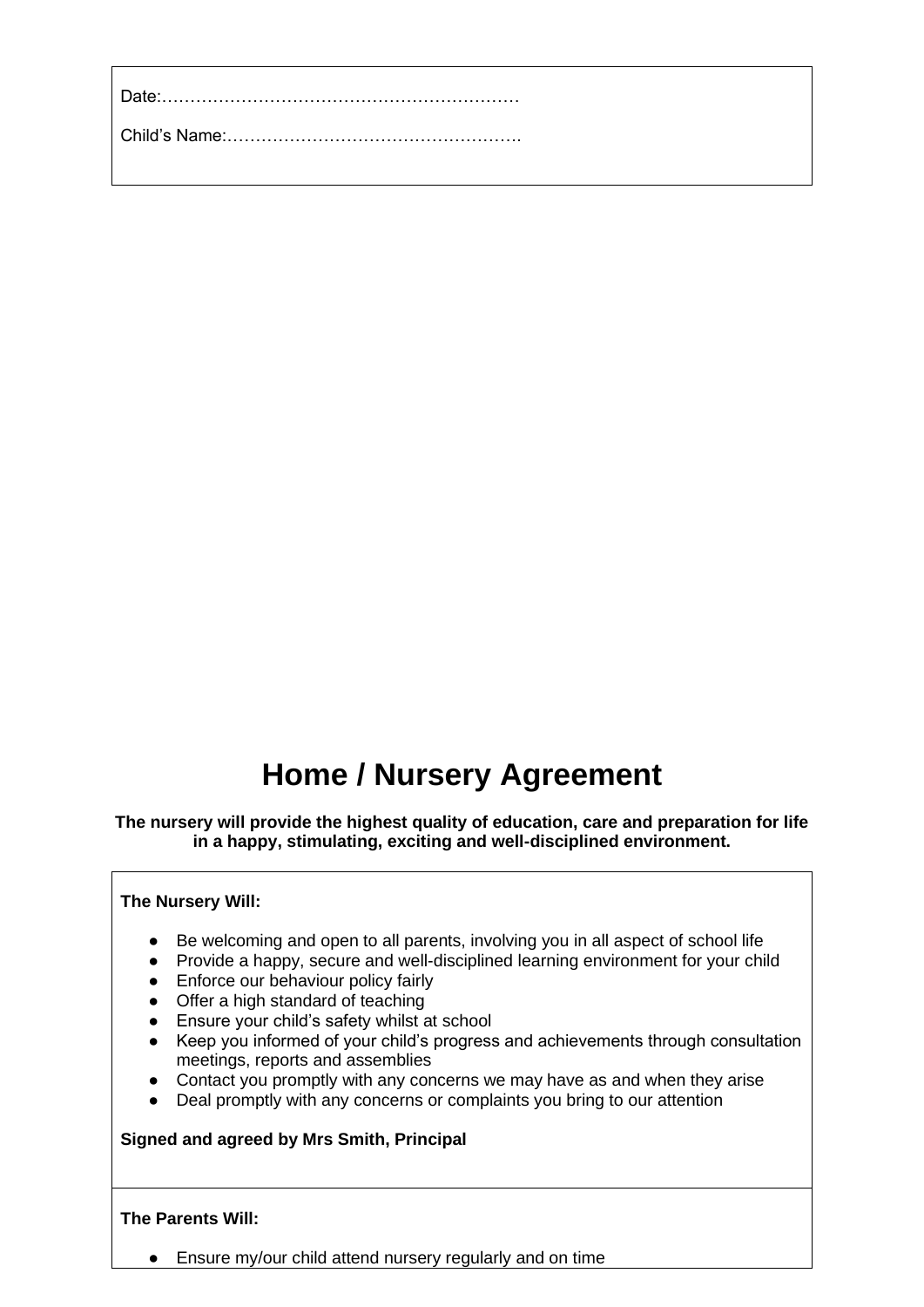Date:………………………………………………………

Child's Name:…………………………………………….

# Home / Nursery Agreement

**The nursery will provide the highest quality of education, care and preparation for life in a happy, stimulating, exciting and well-disciplined environment.**

**The Nursery Will:**

- Be welcoming and open to all parents, involving you in all aspect of school life
- Provide a happy, secure and well-disciplined learning environment for your child
- Enforce our behaviour policy fairly
- Offer a high standard of teaching
- Ensure your child's safety whilst at school
- Keep you informed of your child's progress and achievements through consultation meetings, reports and assemblies
- Contact you promptly with any concerns we may have as and when they arise
- Deal promptly with any concerns or complaints you bring to our attention

**Signed and agreed by Mrs Smith, Principal**

**The Parents Will:**

- Ensure my/our child attend nursery regularly and on time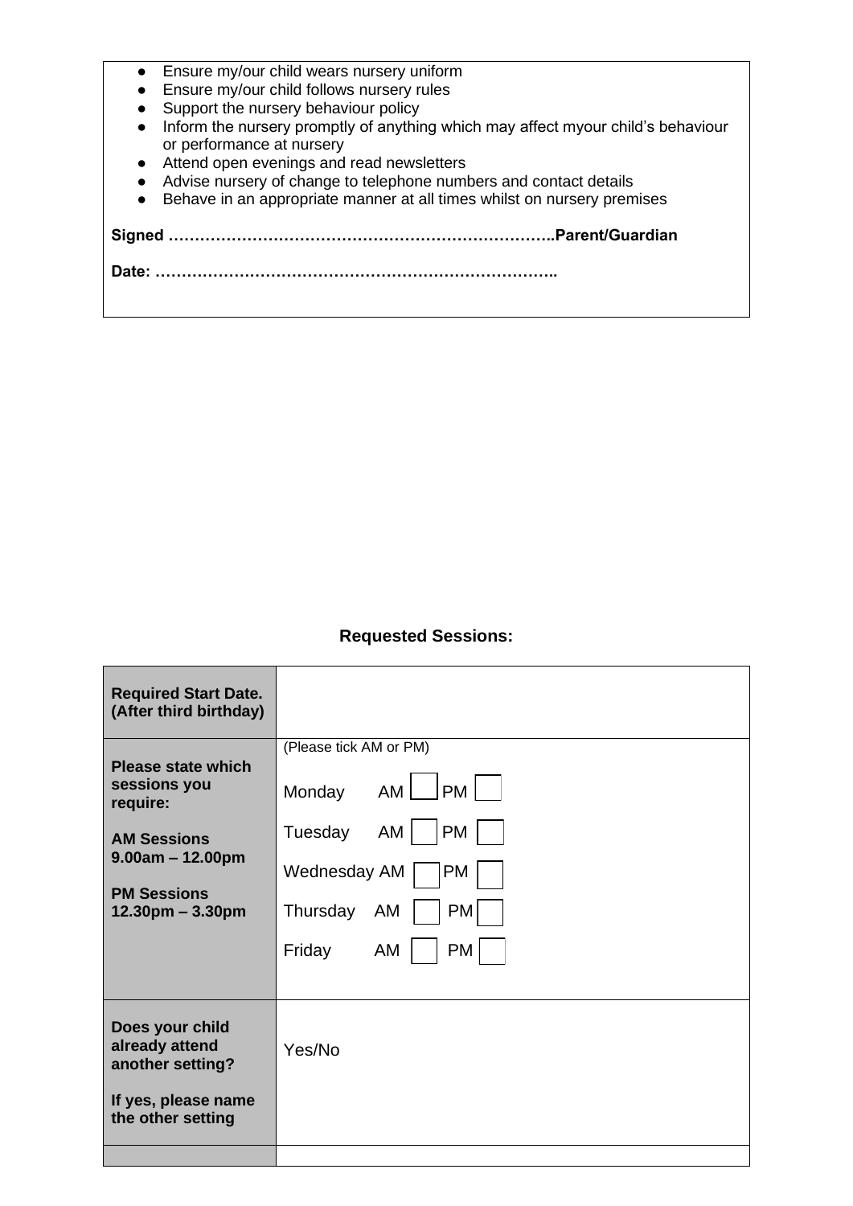- Ensure my/our child wears nursery uniform
- Ensure my/our child follows nursery rules
- Support the nursery behaviour policy
- Inform the nursery promptly of anything which may affect myour child's behaviour or performance at nursery
- Attend open evenings and read newsletters
- Advise nursery of change to telephone numbers and contact details
- Behave in an appropriate manner at all times whilst on nursery premises

**Signed ………………………………………………………………..Parent/Guardian**

**Date: …………………………………………………………………..**

### Requested Sessions:

| | |
|---|---|
| **Required Start Date. (After third birthday)** | |
| **Please state which sessions you require:**<br><br>**AM Sessions 9.00am – 12.00pm**<br><br>**PM Sessions 12.30pm – 3.30pm** | (Please tick AM or PM)<br><br>Monday AM ☐ PM ☐<br><br>Tuesday AM ☐ PM ☐<br><br>Wednesday AM ☐ PM ☐<br><br>Thursday AM ☐ PM ☐<br><br>Friday AM ☐ PM ☐ |
| **Does your child already attend another setting?**<br><br>**If yes, please name the other setting** | Yes/No |
| | |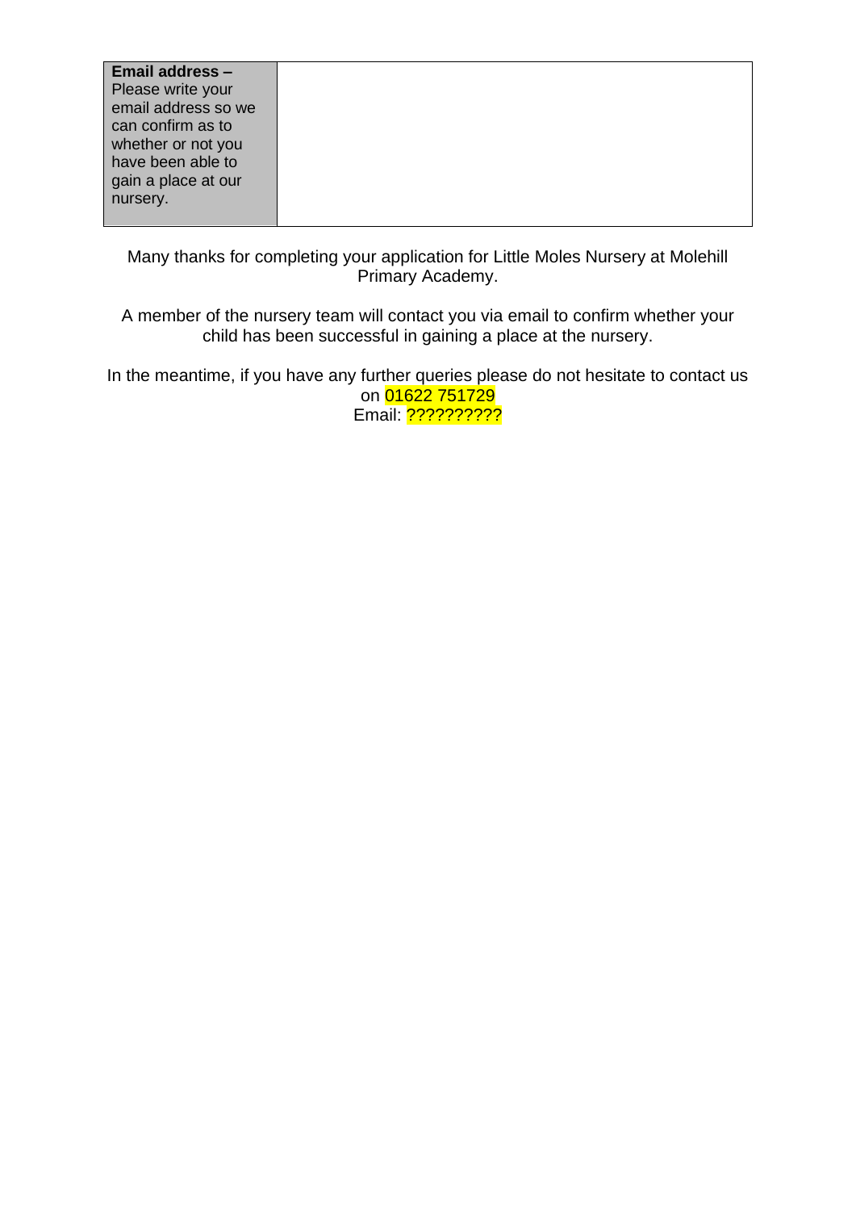| | |
|---|---|
| **Email address –** Please write your email address so we can confirm as to whether or not you have been able to gain a place at our nursery. | |

Many thanks for completing your application for Little Moles Nursery at Molehill Primary Academy.

A member of the nursery team will contact you via email to confirm whether your child has been successful in gaining a place at the nursery.

In the meantime, if you have any further queries please do not hesitate to contact us on 01622 751729
Email: ??????????